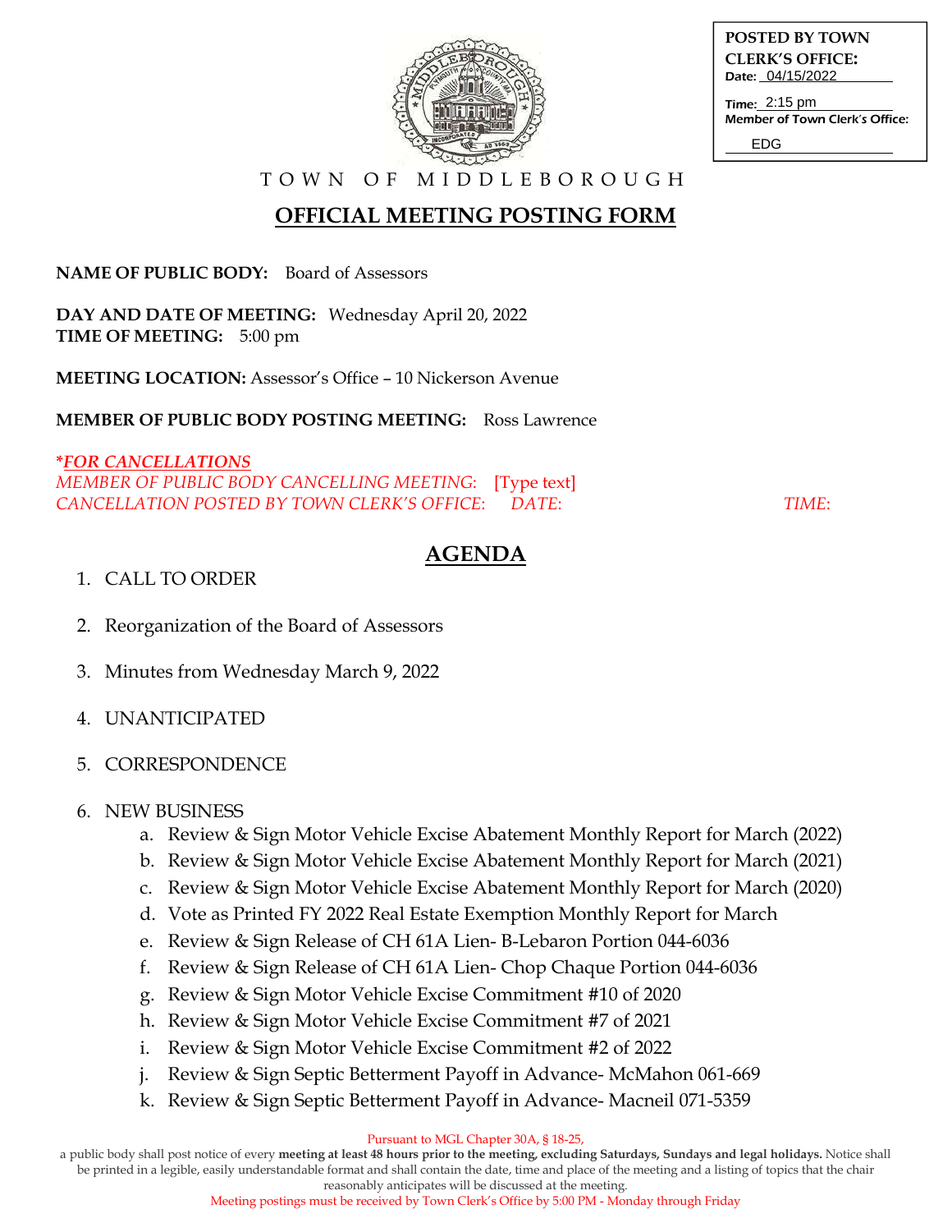**POSTED BY TOWN CLERK'S OFFICE:**
Date: 04/15/2022
Time: 2:15 pm
Member of Town Clerk's Office: EDG

TOWN OF MIDDLEBOROUGH

# OFFICIAL MEETING POSTING FORM

**NAME OF PUBLIC BODY:** Board of Assessors

**DAY AND DATE OF MEETING:** Wednesday April 20, 2022
**TIME OF MEETING:** 5:00 pm

**MEETING LOCATION:** Assessor's Office – 10 Nickerson Avenue

**MEMBER OF PUBLIC BODY POSTING MEETING:** Ross Lawrence

*\*FOR CANCELLATIONS*
*MEMBER OF PUBLIC BODY CANCELLING MEETING:* [Type text]
*CANCELLATION POSTED BY TOWN CLERK'S OFFICE: DATE: TIME:*

## AGENDA

1. CALL TO ORDER
2. Reorganization of the Board of Assessors
3. Minutes from Wednesday March 9, 2022
4. UNANTICIPATED
5. CORRESPONDENCE
6. NEW BUSINESS
   a. Review & Sign Motor Vehicle Excise Abatement Monthly Report for March (2022)
   b. Review & Sign Motor Vehicle Excise Abatement Monthly Report for March (2021)
   c. Review & Sign Motor Vehicle Excise Abatement Monthly Report for March (2020)
   d. Vote as Printed FY 2022 Real Estate Exemption Monthly Report for March
   e. Review & Sign Release of CH 61A Lien- B-Lebaron Portion 044-6036
   f. Review & Sign Release of CH 61A Lien- Chop Chaque Portion 044-6036
   g. Review & Sign Motor Vehicle Excise Commitment #10 of 2020
   h. Review & Sign Motor Vehicle Excise Commitment #7 of 2021
   i. Review & Sign Motor Vehicle Excise Commitment #2 of 2022
   j. Review & Sign Septic Betterment Payoff in Advance- McMahon 061-669
   k. Review & Sign Septic Betterment Payoff in Advance- Macneil 071-5359

Pursuant to MGL Chapter 30A, § 18-25,
a public body shall post notice of every **meeting at least 48 hours prior to the meeting, excluding Saturdays, Sundays and legal holidays.** Notice shall be printed in a legible, easily understandable format and shall contain the date, time and place of the meeting and a listing of topics that the chair reasonably anticipates will be discussed at the meeting.
Meeting postings must be received by Town Clerk's Office by 5:00 PM - Monday through Friday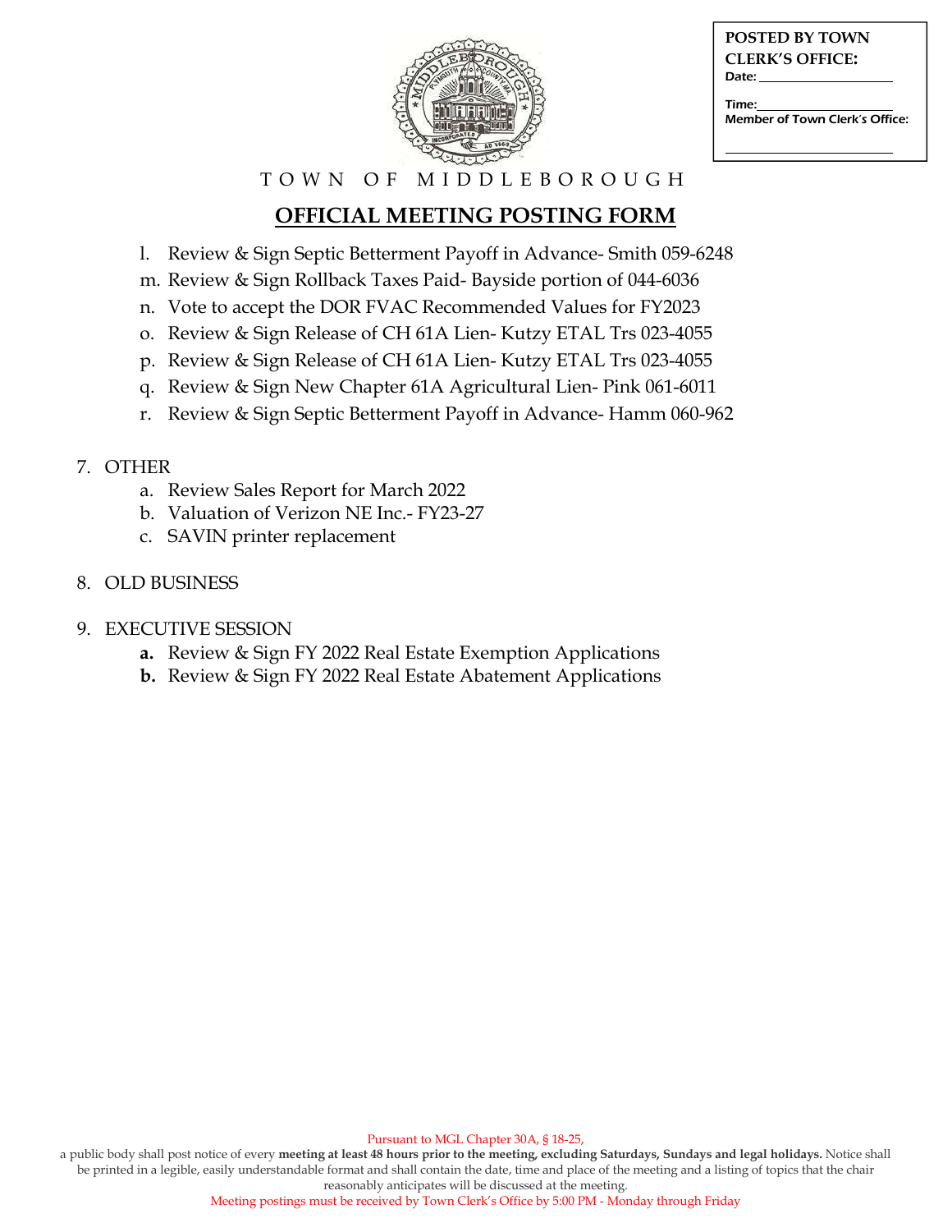**POSTED BY TOWN CLERK'S OFFICE:**
Date: ___________________

Time: ___________________
Member of Town Clerk's Office:

___________________

TOWN OF MIDDLEBOROUGH

## OFFICIAL MEETING POSTING FORM

l. Review & Sign Septic Betterment Payoff in Advance- Smith 059-6248
m. Review & Sign Rollback Taxes Paid- Bayside portion of 044-6036
n. Vote to accept the DOR FVAC Recommended Values for FY2023
o. Review & Sign Release of CH 61A Lien- Kutzy ETAL Trs 023-4055
p. Review & Sign Release of CH 61A Lien- Kutzy ETAL Trs 023-4055
q. Review & Sign New Chapter 61A Agricultural Lien- Pink 061-6011
r. Review & Sign Septic Betterment Payoff in Advance- Hamm 060-962

7. OTHER
   a. Review Sales Report for March 2022
   b. Valuation of Verizon NE Inc.- FY23-27
   c. SAVIN printer replacement

8. OLD BUSINESS

9. EXECUTIVE SESSION
   **a.** Review & Sign FY 2022 Real Estate Exemption Applications
   **b.** Review & Sign FY 2022 Real Estate Abatement Applications

Pursuant to MGL Chapter 30A, § 18-25,
a public body shall post notice of every **meeting at least 48 hours prior to the meeting, excluding Saturdays, Sundays and legal holidays.** Notice shall be printed in a legible, easily understandable format and shall contain the date, time and place of the meeting and a listing of topics that the chair reasonably anticipates will be discussed at the meeting.
Meeting postings must be received by Town Clerk's Office by 5:00 PM - Monday through Friday